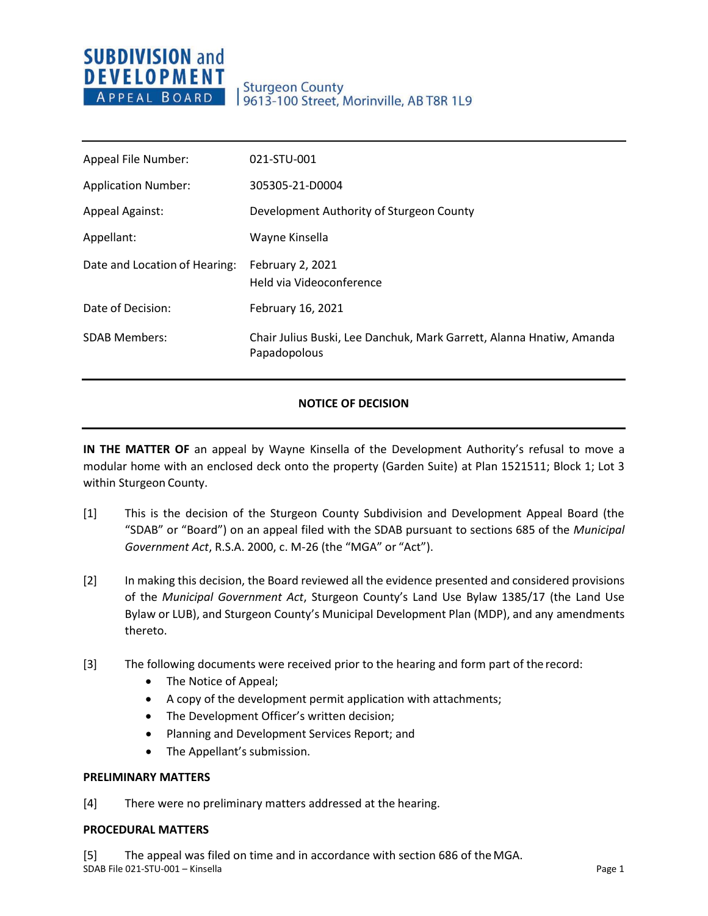**SUBDIVISION and DEVELOPMENT APPEAL BOARD**

Sturgeon County
9613-100 Street, Morinville, AB T8R 1L9

| | |
|---|---|
| Appeal File Number: | 021-STU-001 |
| Application Number: | 305305-21-D0004 |
| Appeal Against: | Development Authority of Sturgeon County |
| Appellant: | Wayne Kinsella |
| Date and Location of Hearing: | February 2, 2021<br>Held via Videoconference |
| Date of Decision: | February 16, 2021 |
| SDAB Members: | Chair Julius Buski, Lee Danchuk, Mark Garrett, Alanna Hnatiw, Amanda Papadopolous |

## NOTICE OF DECISION

**IN THE MATTER OF** an appeal by Wayne Kinsella of the Development Authority's refusal to move a modular home with an enclosed deck onto the property (Garden Suite) at Plan 1521511; Block 1; Lot 3 within Sturgeon County.

[1] This is the decision of the Sturgeon County Subdivision and Development Appeal Board (the "SDAB" or "Board") on an appeal filed with the SDAB pursuant to sections 685 of the *Municipal Government Act*, R.S.A. 2000, c. M-26 (the "MGA" or "Act").

[2] In making this decision, the Board reviewed all the evidence presented and considered provisions of the *Municipal Government Act*, Sturgeon County's Land Use Bylaw 1385/17 (the Land Use Bylaw or LUB), and Sturgeon County's Municipal Development Plan (MDP), and any amendments thereto.

[3] The following documents were received prior to the hearing and form part of the record:

- The Notice of Appeal;
- A copy of the development permit application with attachments;
- The Development Officer's written decision;
- Planning and Development Services Report; and
- The Appellant's submission.

**PRELIMINARY MATTERS**

[4] There were no preliminary matters addressed at the hearing.

**PROCEDURAL MATTERS**

[5] The appeal was filed on time and in accordance with section 686 of the MGA.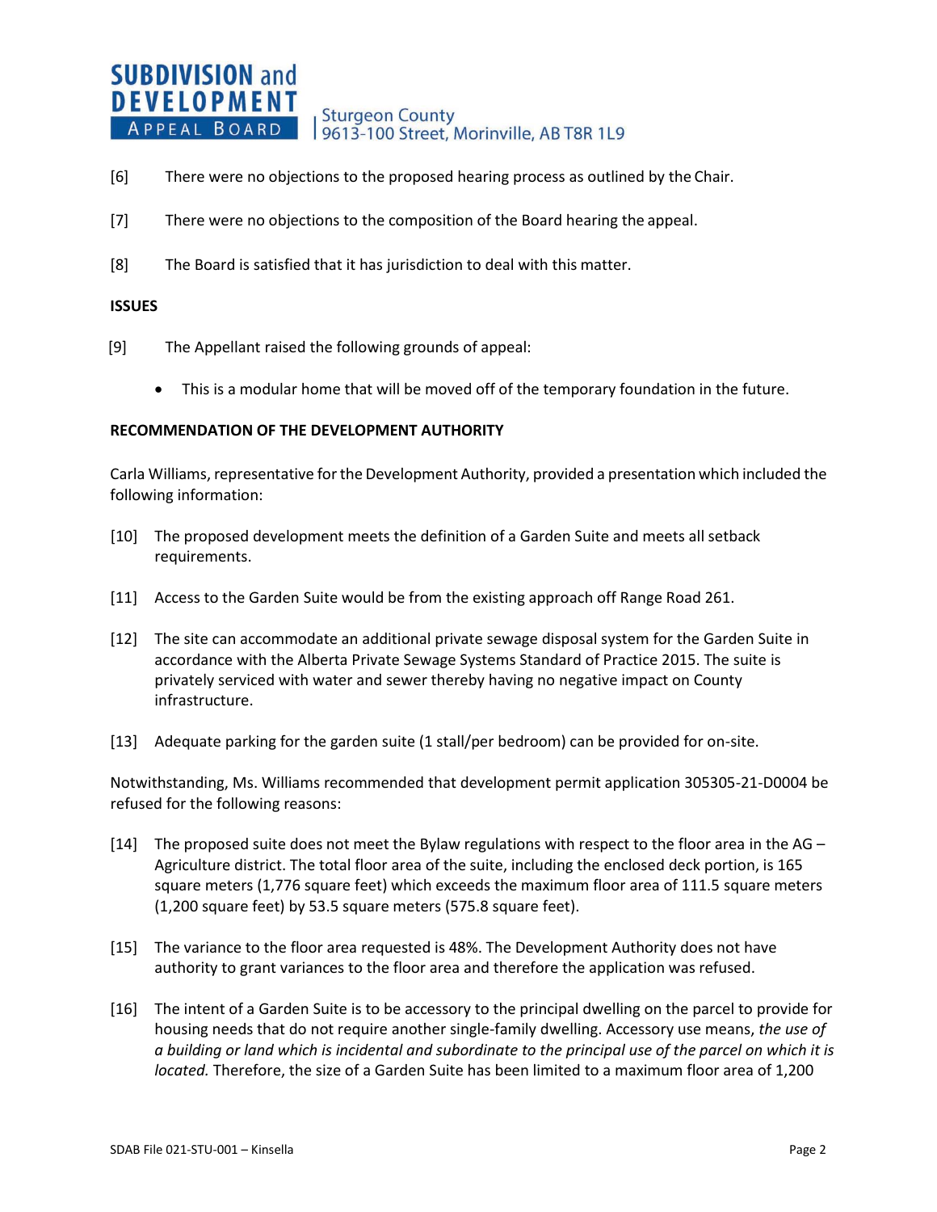[6] There were no objections to the proposed hearing process as outlined by the Chair.

[7] There were no objections to the composition of the Board hearing the appeal.

[8] The Board is satisfied that it has jurisdiction to deal with this matter.

**ISSUES**

[9] The Appellant raised the following grounds of appeal:

- This is a modular home that will be moved off of the temporary foundation in the future.

**RECOMMENDATION OF THE DEVELOPMENT AUTHORITY**

Carla Williams, representative for the Development Authority, provided a presentation which included the following information:

[10] The proposed development meets the definition of a Garden Suite and meets all setback requirements.

[11] Access to the Garden Suite would be from the existing approach off Range Road 261.

[12] The site can accommodate an additional private sewage disposal system for the Garden Suite in accordance with the Alberta Private Sewage Systems Standard of Practice 2015. The suite is privately serviced with water and sewer thereby having no negative impact on County infrastructure.

[13] Adequate parking for the garden suite (1 stall/per bedroom) can be provided for on-site.

Notwithstanding, Ms. Williams recommended that development permit application 305305-21-D0004 be refused for the following reasons:

[14] The proposed suite does not meet the Bylaw regulations with respect to the floor area in the AG – Agriculture district. The total floor area of the suite, including the enclosed deck portion, is 165 square meters (1,776 square feet) which exceeds the maximum floor area of 111.5 square meters (1,200 square feet) by 53.5 square meters (575.8 square feet).

[15] The variance to the floor area requested is 48%. The Development Authority does not have authority to grant variances to the floor area and therefore the application was refused.

[16] The intent of a Garden Suite is to be accessory to the principal dwelling on the parcel to provide for housing needs that do not require another single-family dwelling. Accessory use means, *the use of a building or land which is incidental and subordinate to the principal use of the parcel on which it is located.* Therefore, the size of a Garden Suite has been limited to a maximum floor area of 1,200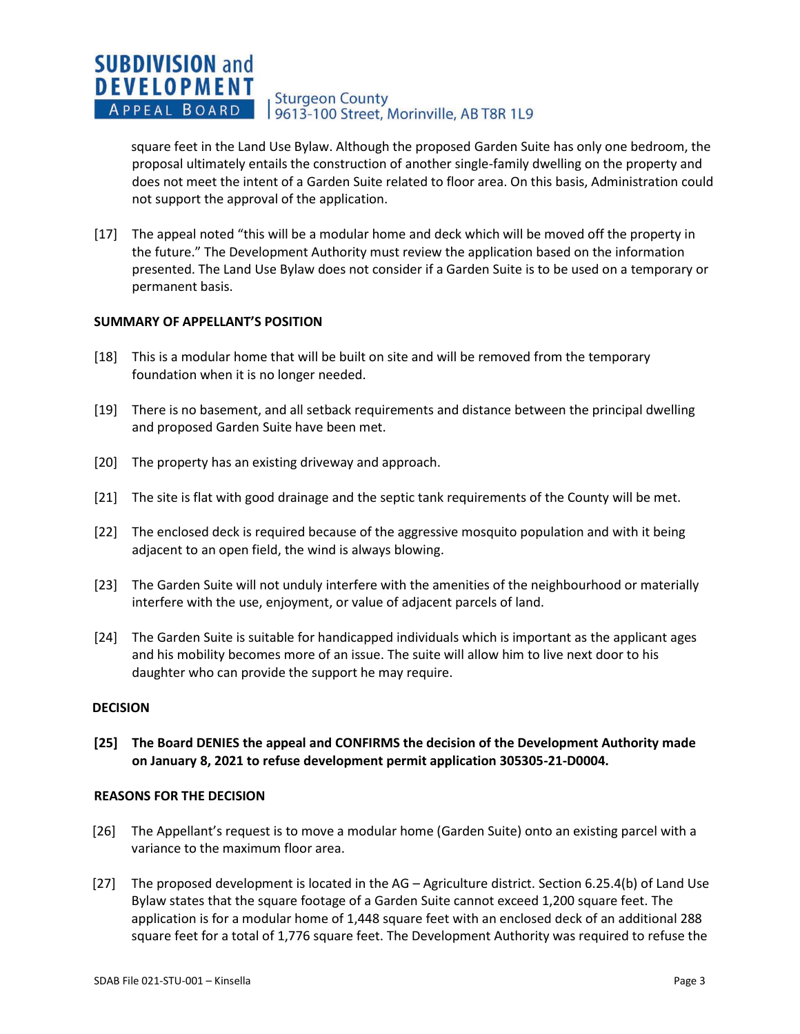square feet in the Land Use Bylaw. Although the proposed Garden Suite has only one bedroom, the proposal ultimately entails the construction of another single-family dwelling on the property and does not meet the intent of a Garden Suite related to floor area. On this basis, Administration could not support the approval of the application.

[17] The appeal noted "this will be a modular home and deck which will be moved off the property in the future." The Development Authority must review the application based on the information presented. The Land Use Bylaw does not consider if a Garden Suite is to be used on a temporary or permanent basis.

**SUMMARY OF APPELLANT'S POSITION**

[18] This is a modular home that will be built on site and will be removed from the temporary foundation when it is no longer needed.

[19] There is no basement, and all setback requirements and distance between the principal dwelling and proposed Garden Suite have been met.

[20] The property has an existing driveway and approach.

[21] The site is flat with good drainage and the septic tank requirements of the County will be met.

[22] The enclosed deck is required because of the aggressive mosquito population and with it being adjacent to an open field, the wind is always blowing.

[23] The Garden Suite will not unduly interfere with the amenities of the neighbourhood or materially interfere with the use, enjoyment, or value of adjacent parcels of land.

[24] The Garden Suite is suitable for handicapped individuals which is important as the applicant ages and his mobility becomes more of an issue. The suite will allow him to live next door to his daughter who can provide the support he may require.

**DECISION**

**[25] The Board DENIES the appeal and CONFIRMS the decision of the Development Authority made on January 8, 2021 to refuse development permit application 305305-21-D0004.**

**REASONS FOR THE DECISION**

[26] The Appellant's request is to move a modular home (Garden Suite) onto an existing parcel with a variance to the maximum floor area.

[27] The proposed development is located in the AG – Agriculture district. Section 6.25.4(b) of Land Use Bylaw states that the square footage of a Garden Suite cannot exceed 1,200 square feet. The application is for a modular home of 1,448 square feet with an enclosed deck of an additional 288 square feet for a total of 1,776 square feet. The Development Authority was required to refuse the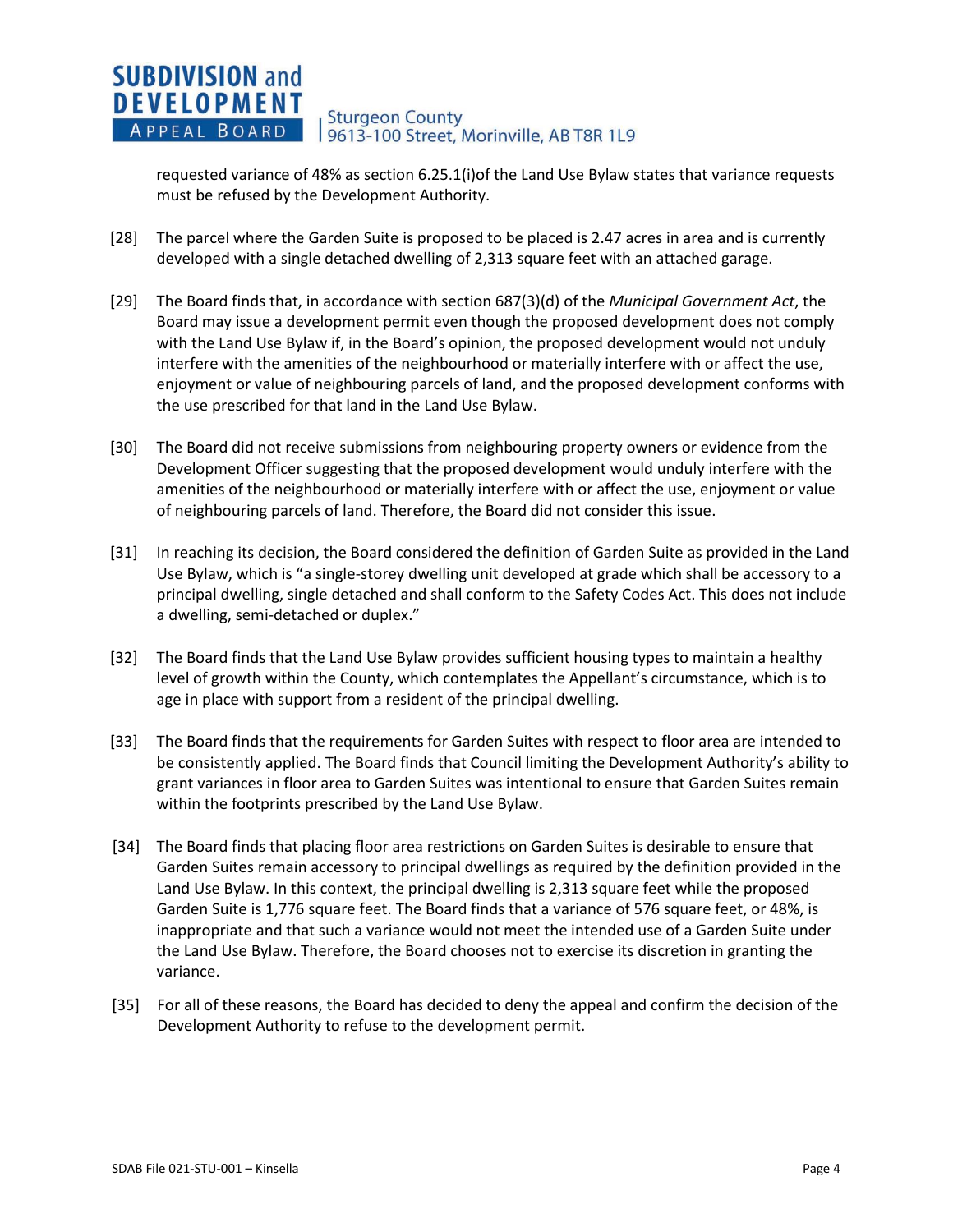requested variance of 48% as section 6.25.1(i)of the Land Use Bylaw states that variance requests must be refused by the Development Authority.

[28] The parcel where the Garden Suite is proposed to be placed is 2.47 acres in area and is currently developed with a single detached dwelling of 2,313 square feet with an attached garage.

[29] The Board finds that, in accordance with section 687(3)(d) of the *Municipal Government Act*, the Board may issue a development permit even though the proposed development does not comply with the Land Use Bylaw if, in the Board's opinion, the proposed development would not unduly interfere with the amenities of the neighbourhood or materially interfere with or affect the use, enjoyment or value of neighbouring parcels of land, and the proposed development conforms with the use prescribed for that land in the Land Use Bylaw.

[30] The Board did not receive submissions from neighbouring property owners or evidence from the Development Officer suggesting that the proposed development would unduly interfere with the amenities of the neighbourhood or materially interfere with or affect the use, enjoyment or value of neighbouring parcels of land. Therefore, the Board did not consider this issue.

[31] In reaching its decision, the Board considered the definition of Garden Suite as provided in the Land Use Bylaw, which is "a single-storey dwelling unit developed at grade which shall be accessory to a principal dwelling, single detached and shall conform to the Safety Codes Act. This does not include a dwelling, semi-detached or duplex."

[32] The Board finds that the Land Use Bylaw provides sufficient housing types to maintain a healthy level of growth within the County, which contemplates the Appellant's circumstance, which is to age in place with support from a resident of the principal dwelling.

[33] The Board finds that the requirements for Garden Suites with respect to floor area are intended to be consistently applied. The Board finds that Council limiting the Development Authority's ability to grant variances in floor area to Garden Suites was intentional to ensure that Garden Suites remain within the footprints prescribed by the Land Use Bylaw.

[34] The Board finds that placing floor area restrictions on Garden Suites is desirable to ensure that Garden Suites remain accessory to principal dwellings as required by the definition provided in the Land Use Bylaw. In this context, the principal dwelling is 2,313 square feet while the proposed Garden Suite is 1,776 square feet. The Board finds that a variance of 576 square feet, or 48%, is inappropriate and that such a variance would not meet the intended use of a Garden Suite under the Land Use Bylaw. Therefore, the Board chooses not to exercise its discretion in granting the variance.

[35] For all of these reasons, the Board has decided to deny the appeal and confirm the decision of the Development Authority to refuse to the development permit.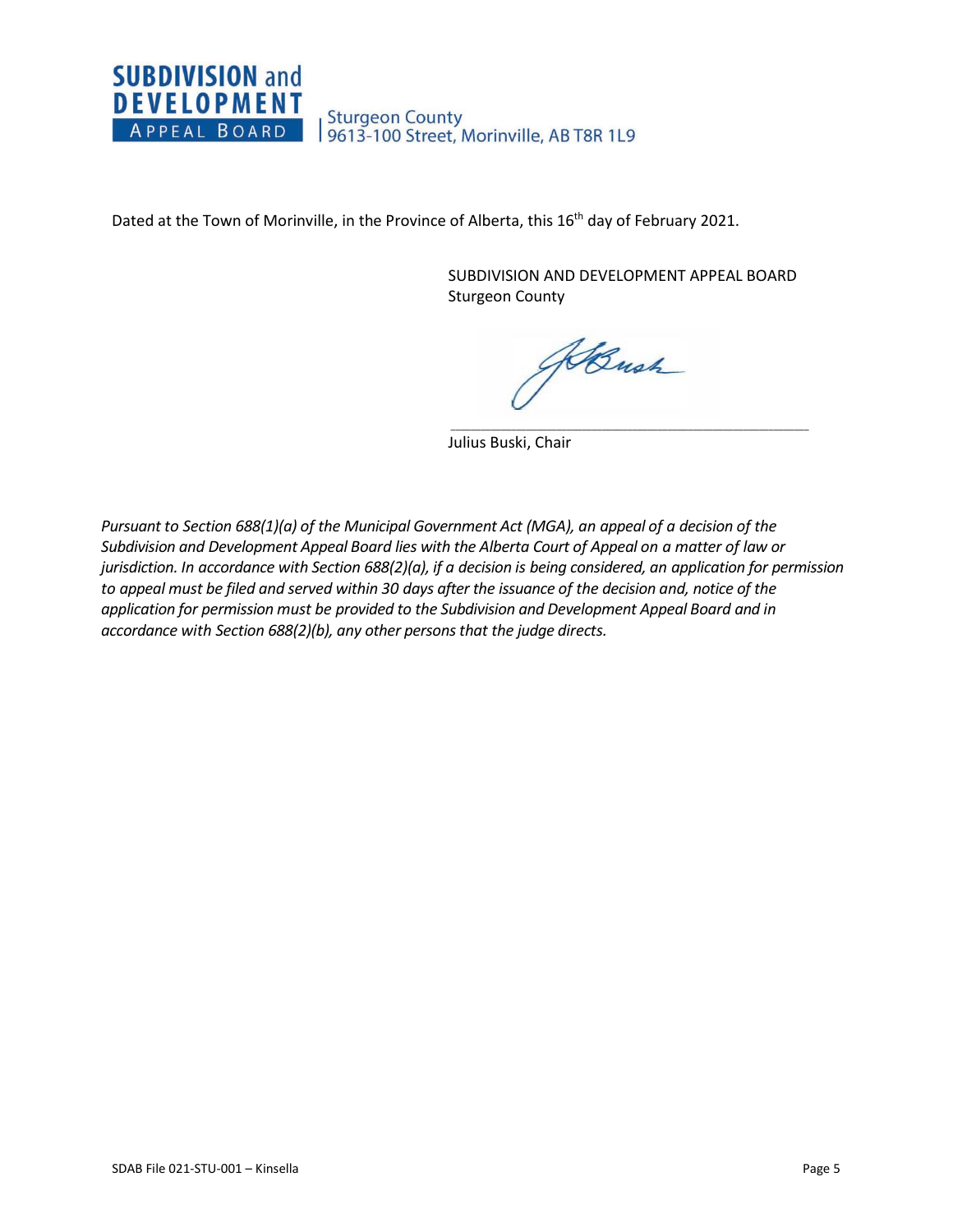Dated at the Town of Morinville, in the Province of Alberta, this 16th day of February 2021.

SUBDIVISION AND DEVELOPMENT APPEAL BOARD
Sturgeon County

Julius Buski, Chair

*Pursuant to Section 688(1)(a) of the Municipal Government Act (MGA), an appeal of a decision of the Subdivision and Development Appeal Board lies with the Alberta Court of Appeal on a matter of law or jurisdiction. In accordance with Section 688(2)(a), if a decision is being considered, an application for permission to appeal must be filed and served within 30 days after the issuance of the decision and, notice of the application for permission must be provided to the Subdivision and Development Appeal Board and in accordance with Section 688(2)(b), any other persons that the judge directs.*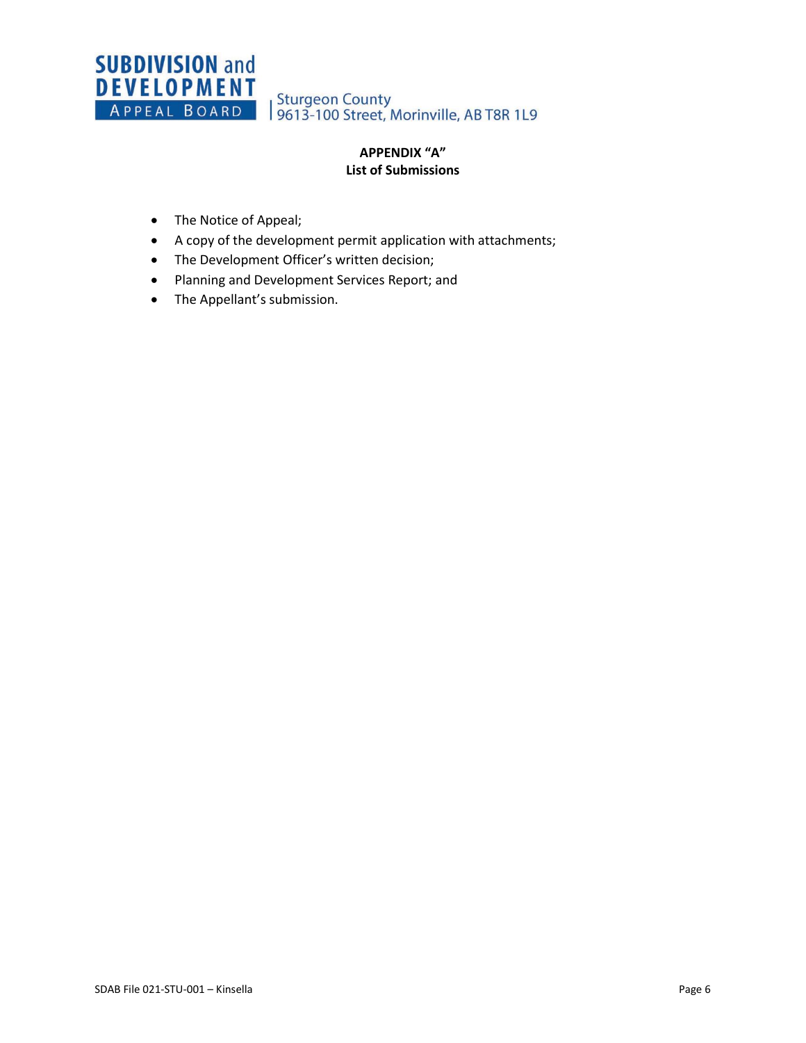**SUBDIVISION and DEVELOPMENT APPEAL BOARD**

Sturgeon County
9613-100 Street, Morinville, AB T8R 1L9

**APPENDIX "A"**
**List of Submissions**

- The Notice of Appeal;
- A copy of the development permit application with attachments;
- The Development Officer's written decision;
- Planning and Development Services Report; and
- The Appellant's submission.